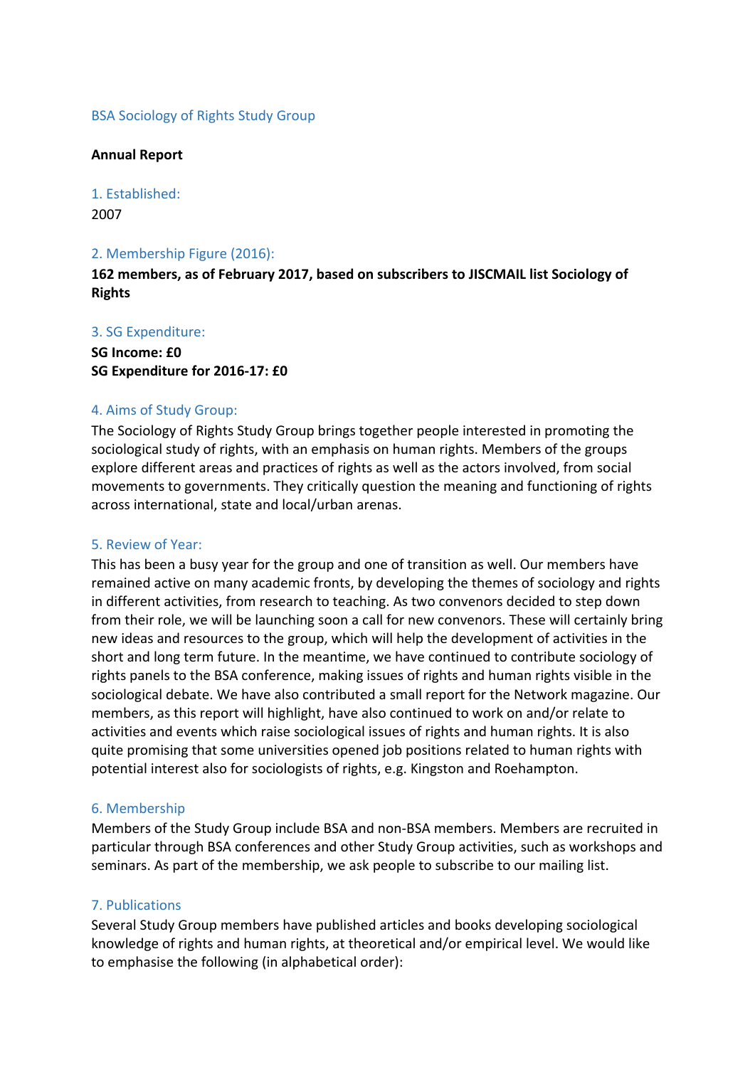# BSA Sociology of Rights Study Group

**Annual Report**

## 1. Established:

2007

## 2. Membership Figure (2016):

**162 members, as of February 2017, based on subscribers to JISCMAIL list Sociology of Rights**

## 3. SG Expenditure:

**SG Income: £0**
**SG Expenditure for 2016-17: £0**

## 4. Aims of Study Group:

The Sociology of Rights Study Group brings together people interested in promoting the sociological study of rights, with an emphasis on human rights. Members of the groups explore different areas and practices of rights as well as the actors involved, from social movements to governments. They critically question the meaning and functioning of rights across international, state and local/urban arenas.

## 5. Review of Year:

This has been a busy year for the group and one of transition as well. Our members have remained active on many academic fronts, by developing the themes of sociology and rights in different activities, from research to teaching. As two convenors decided to step down from their role, we will be launching soon a call for new convenors. These will certainly bring new ideas and resources to the group, which will help the development of activities in the short and long term future. In the meantime, we have continued to contribute sociology of rights panels to the BSA conference, making issues of rights and human rights visible in the sociological debate. We have also contributed a small report for the Network magazine. Our members, as this report will highlight, have also continued to work on and/or relate to activities and events which raise sociological issues of rights and human rights. It is also quite promising that some universities opened job positions related to human rights with potential interest also for sociologists of rights, e.g. Kingston and Roehampton.

## 6. Membership

Members of the Study Group include BSA and non-BSA members. Members are recruited in particular through BSA conferences and other Study Group activities, such as workshops and seminars. As part of the membership, we ask people to subscribe to our mailing list.

## 7. Publications

Several Study Group members have published articles and books developing sociological knowledge of rights and human rights, at theoretical and/or empirical level. We would like to emphasise the following (in alphabetical order):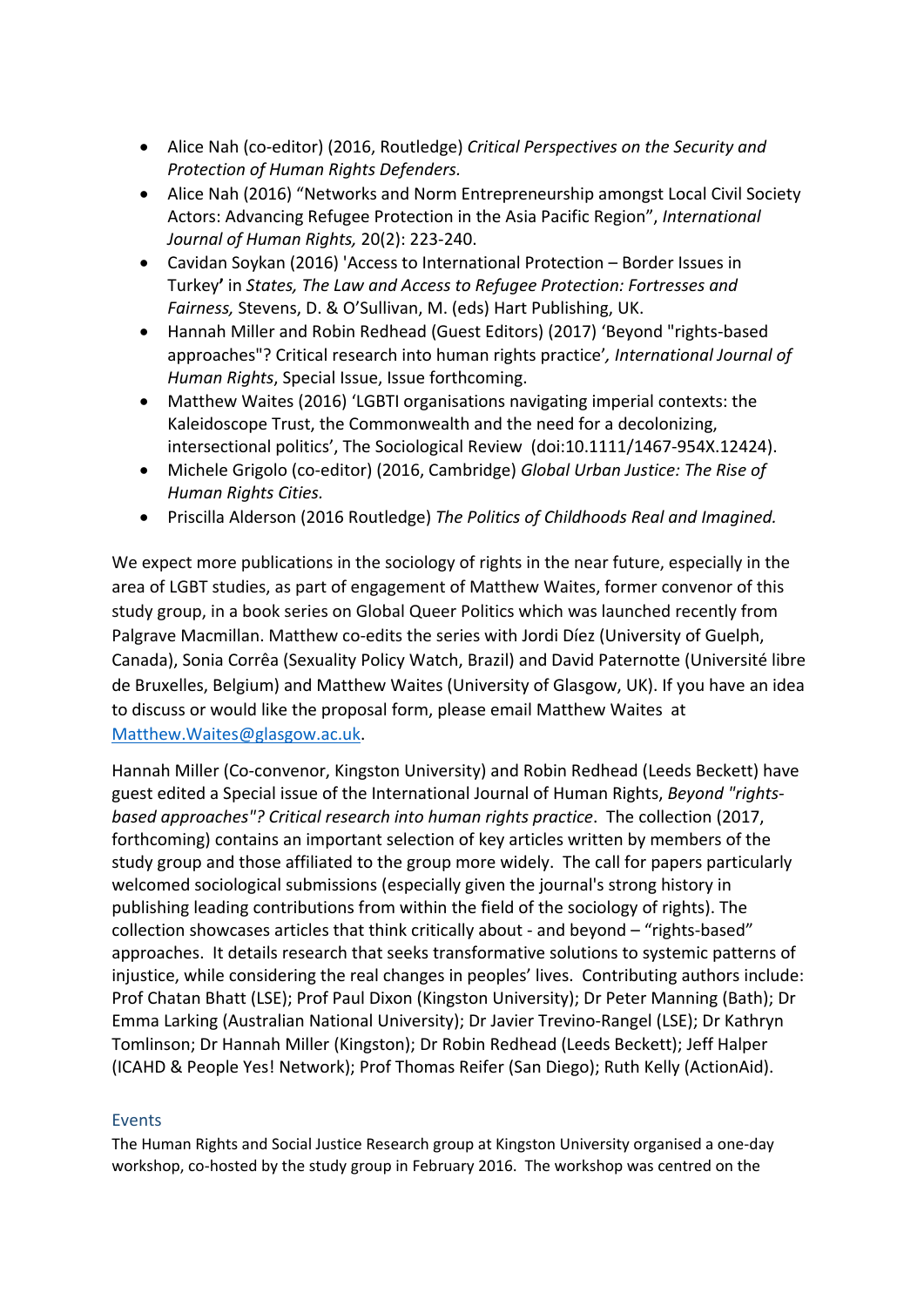- Alice Nah (co-editor) (2016, Routledge) *Critical Perspectives on the Security and Protection of Human Rights Defenders.*
- Alice Nah (2016) "Networks and Norm Entrepreneurship amongst Local Civil Society Actors: Advancing Refugee Protection in the Asia Pacific Region", *International Journal of Human Rights,* 20(2): 223-240.
- Cavidan Soykan (2016) 'Access to International Protection – Border Issues in Turkey**'** in *States, The Law and Access to Refugee Protection: Fortresses and Fairness,* Stevens, D. & O'Sullivan, M. (eds) Hart Publishing, UK.
- Hannah Miller and Robin Redhead (Guest Editors) (2017) 'Beyond "rights-based approaches"? Critical research into human rights practice'*, International Journal of Human Rights*, Special Issue, Issue forthcoming.
- Matthew Waites (2016) 'LGBTI organisations navigating imperial contexts: the Kaleidoscope Trust, the Commonwealth and the need for a decolonizing, intersectional politics', The Sociological Review (doi:10.1111/1467-954X.12424).
- Michele Grigolo (co-editor) (2016, Cambridge) *Global Urban Justice: The Rise of Human Rights Cities.*
- Priscilla Alderson (2016 Routledge) *The Politics of Childhoods Real and Imagined.*

We expect more publications in the sociology of rights in the near future, especially in the area of LGBT studies, as part of engagement of Matthew Waites, former convenor of this study group, in a book series on Global Queer Politics which was launched recently from Palgrave Macmillan. Matthew co-edits the series with Jordi Díez (University of Guelph, Canada), Sonia Corrêa (Sexuality Policy Watch, Brazil) and David Paternotte (Université libre de Bruxelles, Belgium) and Matthew Waites (University of Glasgow, UK). If you have an idea to discuss or would like the proposal form, please email Matthew Waites at Matthew.Waites@glasgow.ac.uk.

Hannah Miller (Co-convenor, Kingston University) and Robin Redhead (Leeds Beckett) have guest edited a Special issue of the International Journal of Human Rights, *Beyond "rights-based approaches"? Critical research into human rights practice*. The collection (2017, forthcoming) contains an important selection of key articles written by members of the study group and those affiliated to the group more widely. The call for papers particularly welcomed sociological submissions (especially given the journal's strong history in publishing leading contributions from within the field of the sociology of rights). The collection showcases articles that think critically about - and beyond – "rights-based" approaches. It details research that seeks transformative solutions to systemic patterns of injustice, while considering the real changes in peoples' lives. Contributing authors include: Prof Chatan Bhatt (LSE); Prof Paul Dixon (Kingston University); Dr Peter Manning (Bath); Dr Emma Larking (Australian National University); Dr Javier Trevino-Rangel (LSE); Dr Kathryn Tomlinson; Dr Hannah Miller (Kingston); Dr Robin Redhead (Leeds Beckett); Jeff Halper (ICAHD & People Yes! Network); Prof Thomas Reifer (San Diego); Ruth Kelly (ActionAid).

## Events

The Human Rights and Social Justice Research group at Kingston University organised a one-day workshop, co-hosted by the study group in February 2016. The workshop was centred on the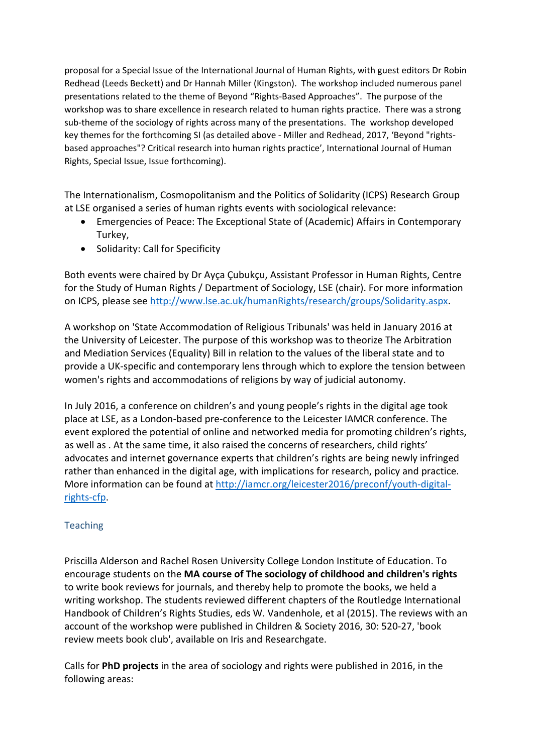proposal for a Special Issue of the International Journal of Human Rights, with guest editors Dr Robin Redhead (Leeds Beckett) and Dr Hannah Miller (Kingston). The workshop included numerous panel presentations related to the theme of Beyond "Rights-Based Approaches". The purpose of the workshop was to share excellence in research related to human rights practice. There was a strong sub-theme of the sociology of rights across many of the presentations. The workshop developed key themes for the forthcoming SI (as detailed above - Miller and Redhead, 2017, 'Beyond "rights-based approaches"? Critical research into human rights practice', International Journal of Human Rights, Special Issue, Issue forthcoming).

The Internationalism, Cosmopolitanism and the Politics of Solidarity (ICPS) Research Group at LSE organised a series of human rights events with sociological relevance:

- Emergencies of Peace: The Exceptional State of (Academic) Affairs in Contemporary Turkey,
- Solidarity: Call for Specificity

Both events were chaired by Dr Ayça Çubukçu, Assistant Professor in Human Rights, Centre for the Study of Human Rights / Department of Sociology, LSE (chair). For more information on ICPS, please see http://www.lse.ac.uk/humanRights/research/groups/Solidarity.aspx.

A workshop on 'State Accommodation of Religious Tribunals' was held in January 2016 at the University of Leicester. The purpose of this workshop was to theorize The Arbitration and Mediation Services (Equality) Bill in relation to the values of the liberal state and to provide a UK-specific and contemporary lens through which to explore the tension between women's rights and accommodations of religions by way of judicial autonomy.

In July 2016, a conference on children's and young people's rights in the digital age took place at LSE, as a London-based pre-conference to the Leicester IAMCR conference. The event explored the potential of online and networked media for promoting children's rights, as well as . At the same time, it also raised the concerns of researchers, child rights' advocates and internet governance experts that children's rights are being newly infringed rather than enhanced in the digital age, with implications for research, policy and practice. More information can be found at http://iamcr.org/leicester2016/preconf/youth-digital-rights-cfp.

## Teaching

Priscilla Alderson and Rachel Rosen University College London Institute of Education. To encourage students on the **MA course of The sociology of childhood and children's rights** to write book reviews for journals, and thereby help to promote the books, we held a writing workshop. The students reviewed different chapters of the Routledge International Handbook of Children's Rights Studies, eds W. Vandenhole, et al (2015). The reviews with an account of the workshop were published in Children & Society 2016, 30: 520-27, 'book review meets book club', available on Iris and Researchgate.

Calls for **PhD projects** in the area of sociology and rights were published in 2016, in the following areas: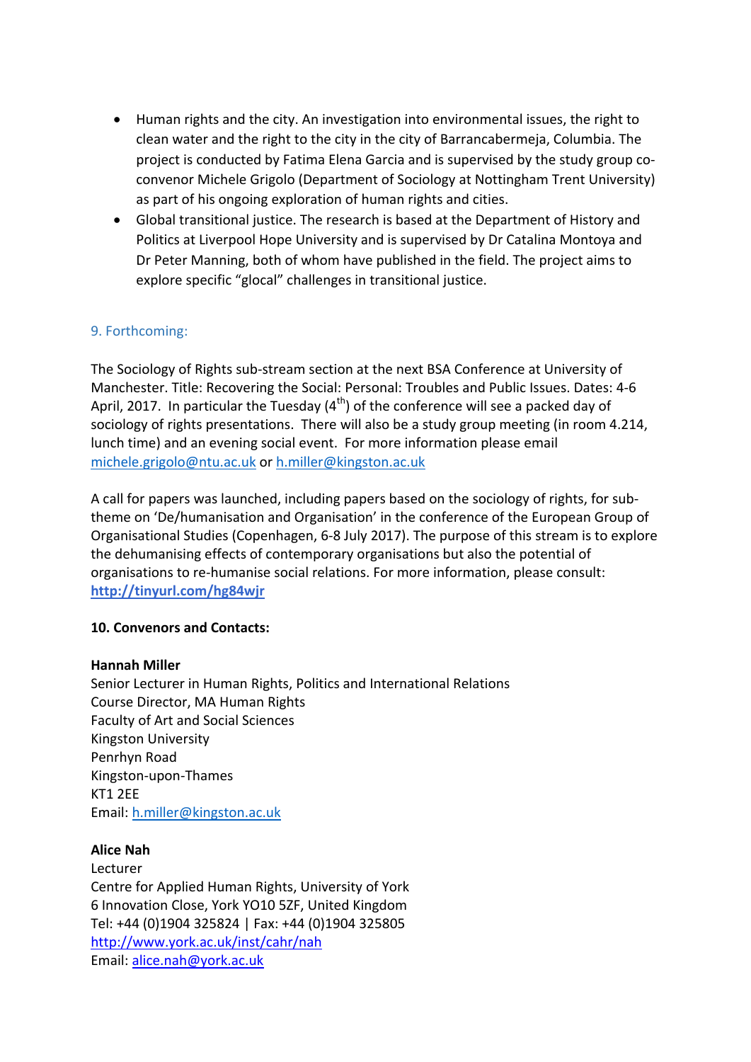- Human rights and the city. An investigation into environmental issues, the right to clean water and the right to the city in the city of Barrancabermeja, Columbia. The project is conducted by Fatima Elena Garcia and is supervised by the study group co-convenor Michele Grigolo (Department of Sociology at Nottingham Trent University) as part of his ongoing exploration of human rights and cities.
- Global transitional justice. The research is based at the Department of History and Politics at Liverpool Hope University and is supervised by Dr Catalina Montoya and Dr Peter Manning, both of whom have published in the field. The project aims to explore specific "glocal" challenges in transitional justice.

## 9. Forthcoming:

The Sociology of Rights sub-stream section at the next BSA Conference at University of Manchester. Title: Recovering the Social: Personal: Troubles and Public Issues. Dates: 4-6 April, 2017. In particular the Tuesday (4th) of the conference will see a packed day of sociology of rights presentations. There will also be a study group meeting (in room 4.214, lunch time) and an evening social event. For more information please email michele.grigolo@ntu.ac.uk or h.miller@kingston.ac.uk

A call for papers was launched, including papers based on the sociology of rights, for sub-theme on 'De/humanisation and Organisation' in the conference of the European Group of Organisational Studies (Copenhagen, 6-8 July 2017). The purpose of this stream is to explore the dehumanising effects of contemporary organisations but also the potential of organisations to re-humanise social relations. For more information, please consult: **http://tinyurl.com/hg84wjr**

**10. Convenors and Contacts:**

**Hannah Miller**
Senior Lecturer in Human Rights, Politics and International Relations
Course Director, MA Human Rights
Faculty of Art and Social Sciences
Kingston University
Penrhyn Road
Kingston-upon-Thames
KT1 2EE
Email: h.miller@kingston.ac.uk

**Alice Nah**
Lecturer
Centre for Applied Human Rights, University of York
6 Innovation Close, York YO10 5ZF, United Kingdom
Tel: +44 (0)1904 325824 | Fax: +44 (0)1904 325805
http://www.york.ac.uk/inst/cahr/nah
Email: alice.nah@york.ac.uk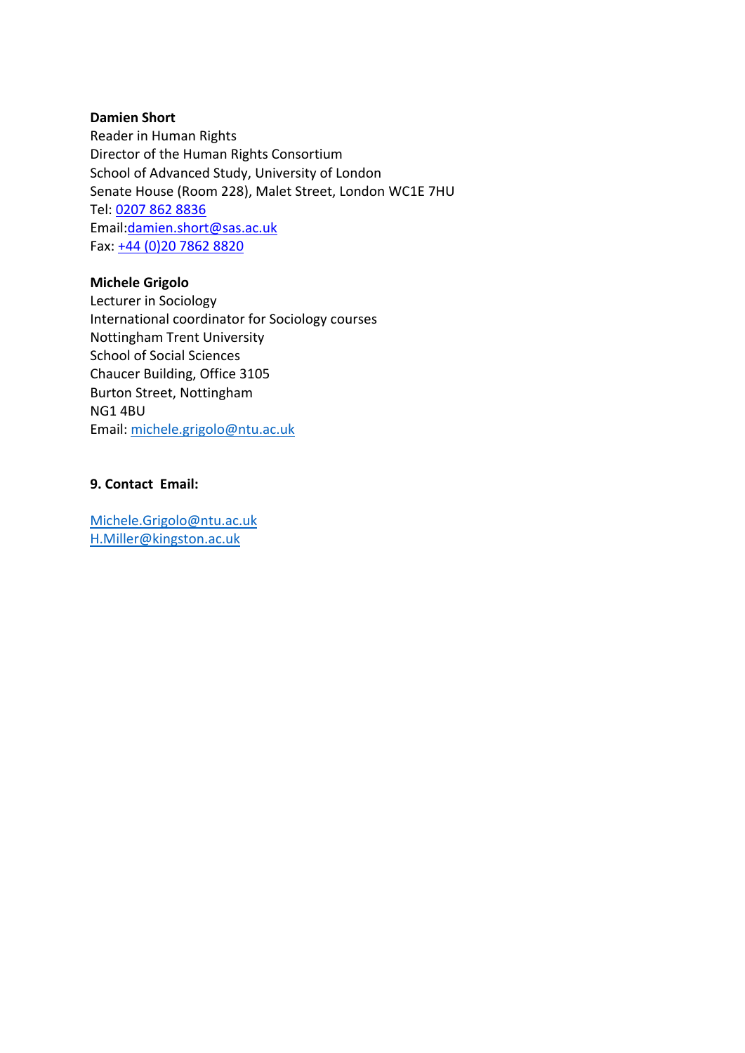**Damien Short**
Reader in Human Rights
Director of the Human Rights Consortium
School of Advanced Study, University of London
Senate House (Room 228), Malet Street, London WC1E 7HU
Tel: 0207 862 8836
Email:damien.short@sas.ac.uk
Fax: +44 (0)20 7862 8820

**Michele Grigolo**
Lecturer in Sociology
International coordinator for Sociology courses
Nottingham Trent University
School of Social Sciences
Chaucer Building, Office 3105
Burton Street, Nottingham
NG1 4BU
Email: michele.grigolo@ntu.ac.uk

**9. Contact Email:**

Michele.Grigolo@ntu.ac.uk
H.Miller@kingston.ac.uk